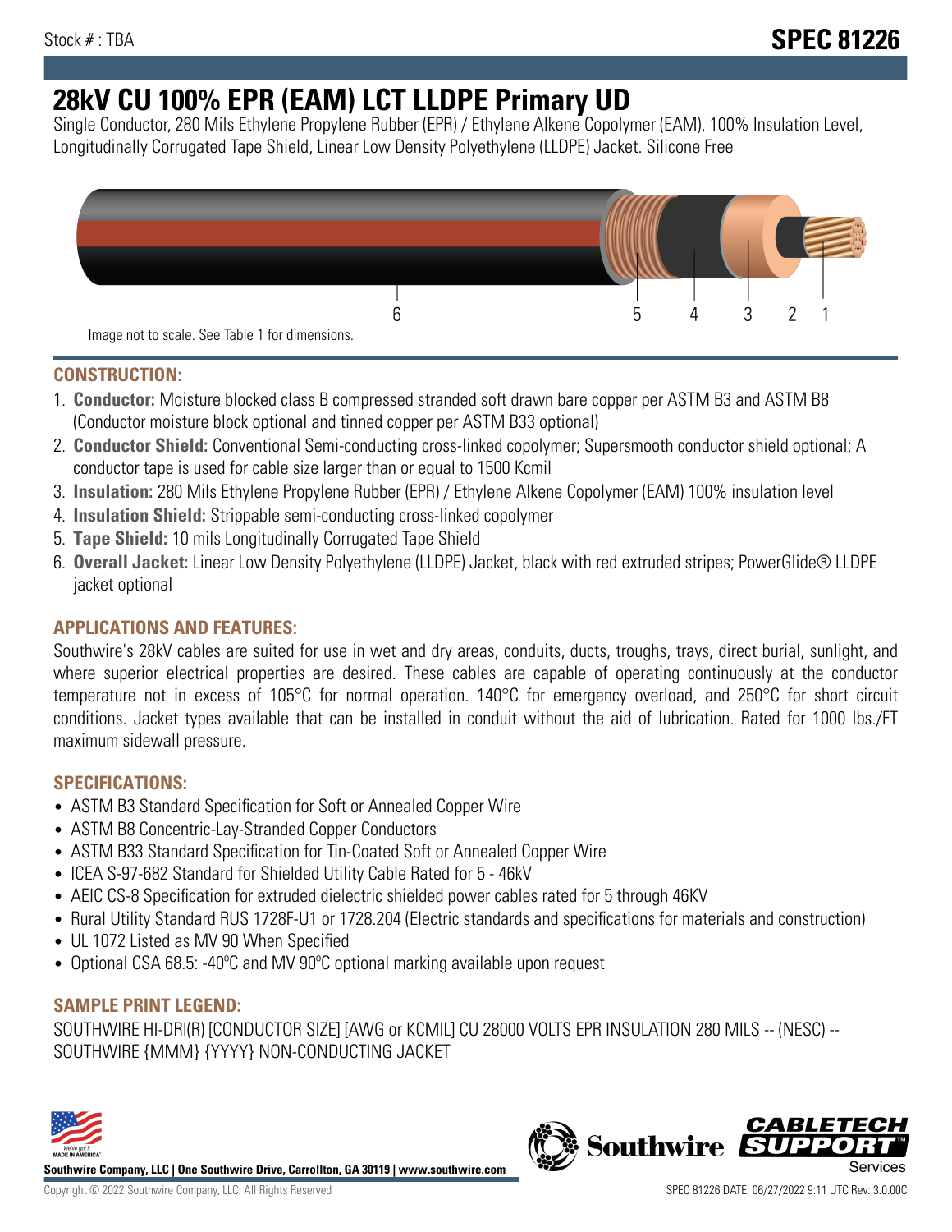Stock # : TBA

# SPEC 81226

# 28kV CU 100% EPR (EAM) LCT LLDPE Primary UD

Single Conductor, 280 Mils Ethylene Propylene Rubber (EPR) / Ethylene Alkene Copolymer (EAM), 100% Insulation Level, Longitudinally Corrugated Tape Shield, Linear Low Density Polyethylene (LLDPE) Jacket. Silicone Free

6 5 4 3 2 1

Image not to scale. See Table 1 for dimensions.

## CONSTRUCTION:

1. **Conductor:** Moisture blocked class B compressed stranded soft drawn bare copper per ASTM B3 and ASTM B8 (Conductor moisture block optional and tinned copper per ASTM B33 optional)
2. **Conductor Shield:** Conventional Semi-conducting cross-linked copolymer; Supersmooth conductor shield optional; A conductor tape is used for cable size larger than or equal to 1500 Kcmil
3. **Insulation:** 280 Mils Ethylene Propylene Rubber (EPR) / Ethylene Alkene Copolymer (EAM) 100% insulation level
4. **Insulation Shield:** Strippable semi-conducting cross-linked copolymer
5. **Tape Shield:** 10 mils Longitudinally Corrugated Tape Shield
6. **Overall Jacket:** Linear Low Density Polyethylene (LLDPE) Jacket, black with red extruded stripes; PowerGlide® LLDPE jacket optional

## APPLICATIONS AND FEATURES:

Southwire's 28kV cables are suited for use in wet and dry areas, conduits, ducts, troughs, trays, direct burial, sunlight, and where superior electrical properties are desired. These cables are capable of operating continuously at the conductor temperature not in excess of 105°C for normal operation. 140°C for emergency overload, and 250°C for short circuit conditions. Jacket types available that can be installed in conduit without the aid of lubrication. Rated for 1000 lbs./FT maximum sidewall pressure.

## SPECIFICATIONS:

- ASTM B3 Standard Specification for Soft or Annealed Copper Wire
- ASTM B8 Concentric-Lay-Stranded Copper Conductors
- ASTM B33 Standard Specification for Tin-Coated Soft or Annealed Copper Wire
- ICEA S-97-682 Standard for Shielded Utility Cable Rated for 5 - 46kV
- AEIC CS-8 Specification for extruded dielectric shielded power cables rated for 5 through 46KV
- Rural Utility Standard RUS 1728F-U1 or 1728.204 (Electric standards and specifications for materials and construction)
- UL 1072 Listed as MV 90 When Specified
- Optional CSA 68.5: -40ºC and MV 90ºC optional marking available upon request

## SAMPLE PRINT LEGEND:

SOUTHWIRE HI-DRI(R) [CONDUCTOR SIZE] [AWG or KCMIL] CU 28000 VOLTS EPR INSULATION 280 MILS -- (NESC) -- SOUTHWIRE {MMM} {YYYY} NON-CONDUCTING JACKET

Southwire Company, LLC | One Southwire Drive, Carrollton, GA 30119 | www.southwire.com

Copyright © 2022 Southwire Company, LLC. All Rights Reserved

SPEC 81226 DATE: 06/27/2022 9:11 UTC Rev: 3.0.00C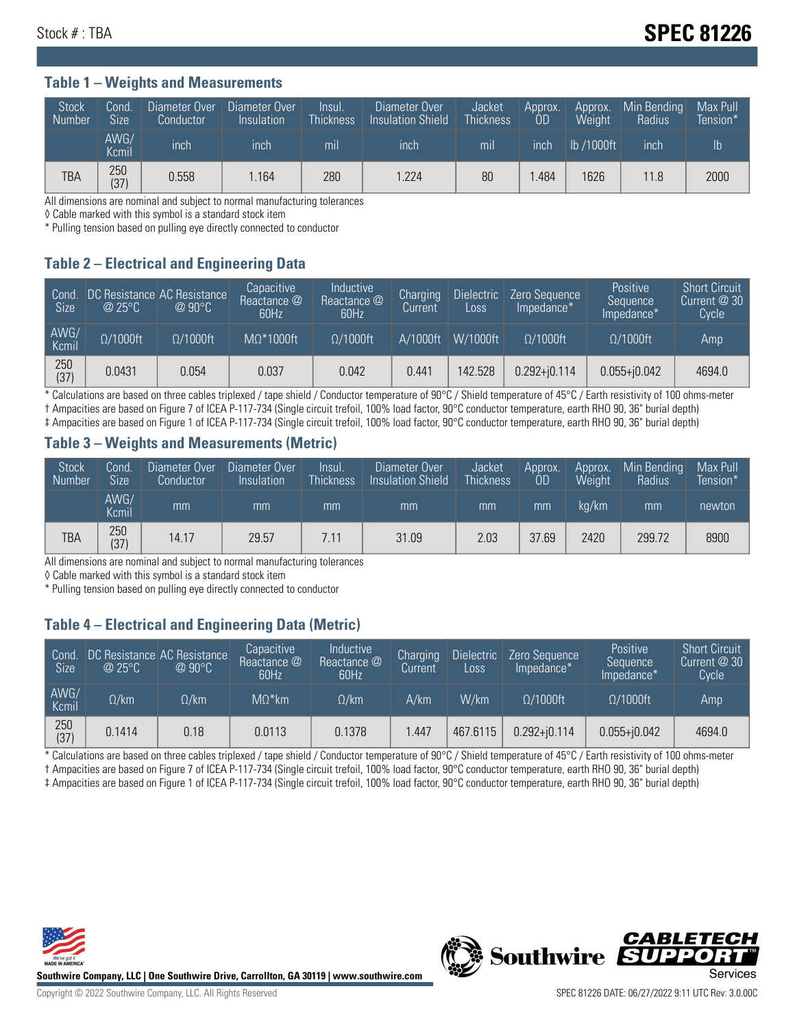Stock # : TBA

# SPEC 81226

## Table 1 – Weights and Measurements

| Stock Number | Cond. Size | Diameter Over Conductor | Diameter Over Insulation | Insul. Thickness | Diameter Over Insulation Shield | Jacket Thickness | Approx. OD | Approx. Weight | Min Bending Radius | Max Pull Tension* |
|---|---|---|---|---|---|---|---|---|---|---|
| | AWG/ Kcmil | inch | inch | mil | inch | mil | inch | lb /1000ft | inch | lb |
| TBA | 250 (37) | 0.558 | 1.164 | 280 | 1.224 | 80 | 1.484 | 1626 | 11.8 | 2000 |

All dimensions are nominal and subject to normal manufacturing tolerances

◊ Cable marked with this symbol is a standard stock item

* Pulling tension based on pulling eye directly connected to conductor

## Table 2 – Electrical and Engineering Data

| Cond. Size | DC Resistance @ 25°C | AC Resistance @ 90°C | Capacitive Reactance @ 60Hz | Inductive Reactance @ 60Hz | Charging Current | Dielectric Loss | Zero Sequence Impedance* | Positive Sequence Impedance* | Short Circuit Current @ 30 Cycle |
|---|---|---|---|---|---|---|---|---|---|
| AWG/ Kcmil | Ω/1000ft | Ω/1000ft | MΩ*1000ft | Ω/1000ft | A/1000ft | W/1000ft | Ω/1000ft | Ω/1000ft | Amp |
| 250 (37) | 0.0431 | 0.054 | 0.037 | 0.042 | 0.441 | 142.528 | 0.292+j0.114 | 0.055+j0.042 | 4694.0 |

* Calculations are based on three cables triplexed / tape shield / Conductor temperature of 90°C / Shield temperature of 45°C / Earth resistivity of 100 ohms-meter

† Ampacities are based on Figure 7 of ICEA P-117-734 (Single circuit trefoil, 100% load factor, 90°C conductor temperature, earth RHO 90, 36" burial depth)

‡ Ampacities are based on Figure 1 of ICEA P-117-734 (Single circuit trefoil, 100% load factor, 90°C conductor temperature, earth RHO 90, 36" burial depth)

## Table 3 – Weights and Measurements (Metric)

| Stock Number | Cond. Size | Diameter Over Conductor | Diameter Over Insulation | Insul. Thickness | Diameter Over Insulation Shield | Jacket Thickness | Approx. OD | Approx. Weight | Min Bending Radius | Max Pull Tension* |
|---|---|---|---|---|---|---|---|---|---|---|
| | AWG/ Kcmil | mm | mm | mm | mm | mm | mm | kg/km | mm | newton |
| TBA | 250 (37) | 14.17 | 29.57 | 7.11 | 31.09 | 2.03 | 37.69 | 2420 | 299.72 | 8900 |

All dimensions are nominal and subject to normal manufacturing tolerances

◊ Cable marked with this symbol is a standard stock item

* Pulling tension based on pulling eye directly connected to conductor

## Table 4 – Electrical and Engineering Data (Metric)

| Cond. Size | DC Resistance @ 25°C | AC Resistance @ 90°C | Capacitive Reactance @ 60Hz | Inductive Reactance @ 60Hz | Charging Current | Dielectric Loss | Zero Sequence Impedance* | Positive Sequence Impedance* | Short Circuit Current @ 30 Cycle |
|---|---|---|---|---|---|---|---|---|---|
| AWG/ Kcmil | Ω/km | Ω/km | MΩ*km | Ω/km | A/km | W/km | Ω/1000ft | Ω/1000ft | Amp |
| 250 (37) | 0.1414 | 0.18 | 0.0113 | 0.1378 | 1.447 | 467.6115 | 0.292+j0.114 | 0.055+j0.042 | 4694.0 |

* Calculations are based on three cables triplexed / tape shield / Conductor temperature of 90°C / Shield temperature of 45°C / Earth resistivity of 100 ohms-meter

† Ampacities are based on Figure 7 of ICEA P-117-734 (Single circuit trefoil, 100% load factor, 90°C conductor temperature, earth RHO 90, 36" burial depth)

‡ Ampacities are based on Figure 1 of ICEA P-117-734 (Single circuit trefoil, 100% load factor, 90°C conductor temperature, earth RHO 90, 36" burial depth)

Southwire Company, LLC | One Southwire Drive, Carrollton, GA 30119 | www.southwire.com

Copyright © 2022 Southwire Company, LLC. All Rights Reserved

SPEC 81226 DATE: 06/27/2022 9:11 UTC Rev: 3.0.00C